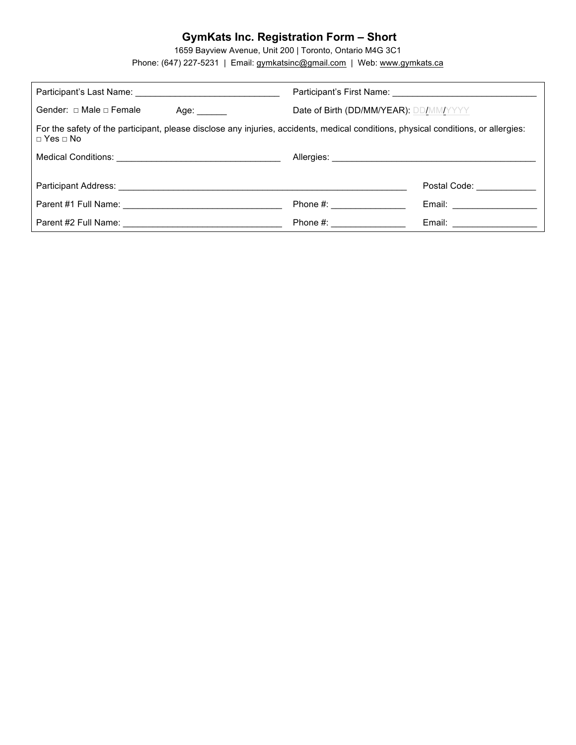# GymKats Inc. Registration Form – Short

1659 Bayview Avenue, Unit 200 | Toronto, Ontario M4G 3C1

Phone: (647) 227-5231 | Email: gymkatsinc@gmail.com | Web: www.gymkats.ca

Participant's Last Name: ____________________________ Participant's First Name: ____________________________

Gender: □ Male □ Female Age: ______ Date of Birth (DD/MM/YEAR): DD/MM/YYYY

For the safety of the participant, please disclose any injuries, accidents, medical conditions, physical conditions, or allergies: □ Yes □ No

Medical Conditions: ________________________________ Allergies: __________________________________________

Participant Address: ____________________________________________________________ Postal Code: ____________

Parent #1 Full Name: ________________________________ Phone #: _______________ Email: _________________

Parent #2 Full Name: ________________________________ Phone #: _______________ Email: _________________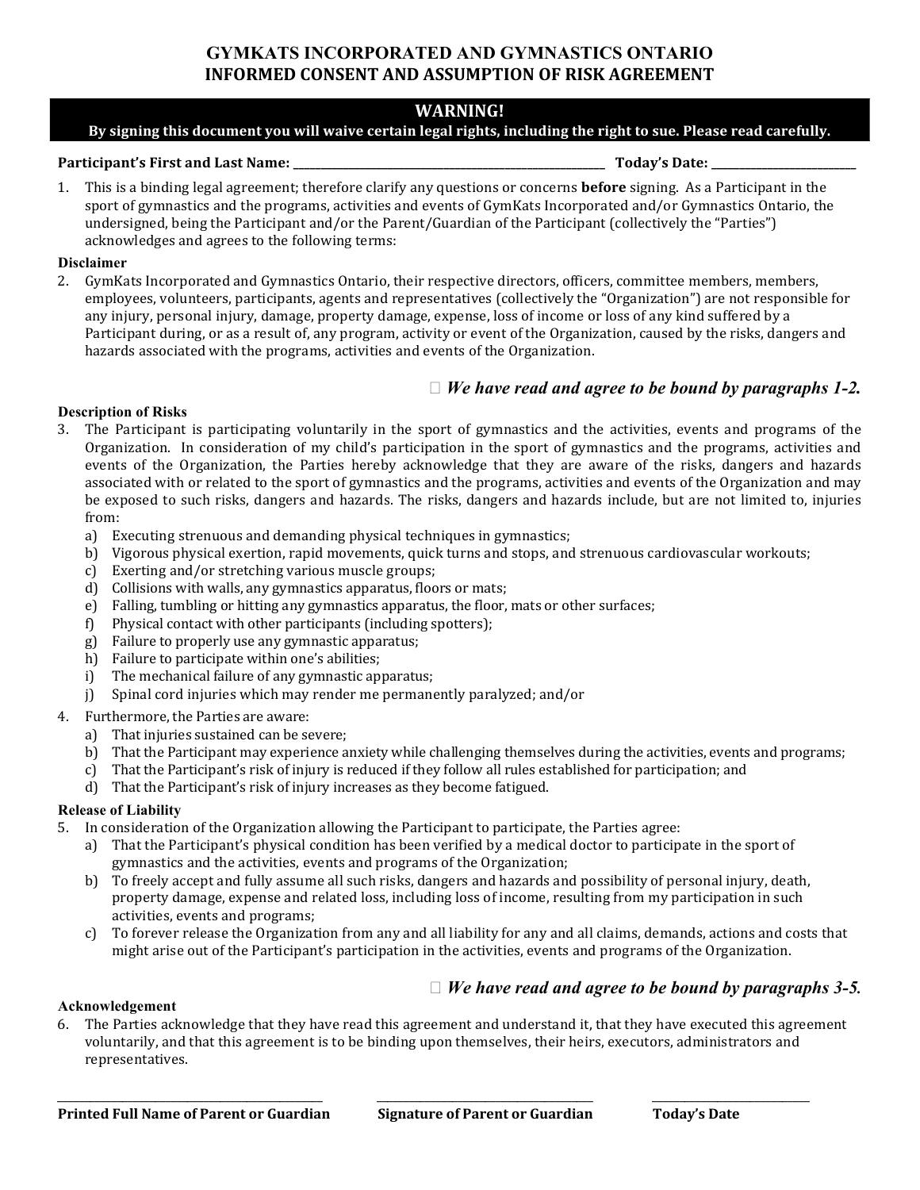# GYMKATS INCORPORATED AND GYMNASTICS ONTARIO
# INFORMED CONSENT AND ASSUMPTION OF RISK AGREEMENT

**WARNING!**
**By signing this document you will waive certain legal rights, including the right to sue. Please read carefully.**

**Participant's First and Last Name:** \_\_\_\_\_\_\_\_\_\_\_\_\_\_\_\_\_\_\_\_\_\_\_\_\_\_\_\_\_\_\_\_\_\_ **Today's Date:** \_\_\_\_\_\_\_\_\_\_\_\_\_\_\_\_

1. This is a binding legal agreement; therefore clarify any questions or concerns **before** signing. As a Participant in the sport of gymnastics and the programs, activities and events of GymKats Incorporated and/or Gymnastics Ontario, the undersigned, being the Participant and/or the Parent/Guardian of the Participant (collectively the "Parties") acknowledges and agrees to the following terms:

**Disclaimer**

2. GymKats Incorporated and Gymnastics Ontario, their respective directors, officers, committee members, members, employees, volunteers, participants, agents and representatives (collectively the "Organization") are not responsible for any injury, personal injury, damage, property damage, expense, loss of income or loss of any kind suffered by a Participant during, or as a result of, any program, activity or event of the Organization, caused by the risks, dangers and hazards associated with the programs, activities and events of the Organization.

☐ ***We have read and agree to be bound by paragraphs 1-2.***

**Description of Risks**

3. The Participant is participating voluntarily in the sport of gymnastics and the activities, events and programs of the Organization. In consideration of my child's participation in the sport of gymnastics and the programs, activities and events of the Organization, the Parties hereby acknowledge that they are aware of the risks, dangers and hazards associated with or related to the sport of gymnastics and the programs, activities and events of the Organization and may be exposed to such risks, dangers and hazards. The risks, dangers and hazards include, but are not limited to, injuries from:
   a) Executing strenuous and demanding physical techniques in gymnastics;
   b) Vigorous physical exertion, rapid movements, quick turns and stops, and strenuous cardiovascular workouts;
   c) Exerting and/or stretching various muscle groups;
   d) Collisions with walls, any gymnastics apparatus, floors or mats;
   e) Falling, tumbling or hitting any gymnastics apparatus, the floor, mats or other surfaces;
   f) Physical contact with other participants (including spotters);
   g) Failure to properly use any gymnastic apparatus;
   h) Failure to participate within one's abilities;
   i) The mechanical failure of any gymnastic apparatus;
   j) Spinal cord injuries which may render me permanently paralyzed; and/or
4. Furthermore, the Parties are aware:
   a) That injuries sustained can be severe;
   b) That the Participant may experience anxiety while challenging themselves during the activities, events and programs;
   c) That the Participant's risk of injury is reduced if they follow all rules established for participation; and
   d) That the Participant's risk of injury increases as they become fatigued.

**Release of Liability**

5. In consideration of the Organization allowing the Participant to participate, the Parties agree:
   a) That the Participant's physical condition has been verified by a medical doctor to participate in the sport of gymnastics and the activities, events and programs of the Organization;
   b) To freely accept and fully assume all such risks, dangers and hazards and possibility of personal injury, death, property damage, expense and related loss, including loss of income, resulting from my participation in such activities, events and programs;
   c) To forever release the Organization from any and all liability for any and all claims, demands, actions and costs that might arise out of the Participant's participation in the activities, events and programs of the Organization.

☐ ***We have read and agree to be bound by paragraphs 3-5.***

**Acknowledgement**

6. The Parties acknowledge that they have read this agreement and understand it, that they have executed this agreement voluntarily, and that this agreement is to be binding upon themselves, their heirs, executors, administrators and representatives.

\_\_\_\_\_\_\_\_\_\_\_\_\_\_\_\_\_\_\_\_\_\_\_\_\_\_\_\_ \_\_\_\_\_\_\_\_\_\_\_\_\_\_\_\_\_\_\_\_\_\_\_\_\_\_\_\_ \_\_\_\_\_\_\_\_\_\_\_\_\_\_\_\_\_\_\_\_

**Printed Full Name of Parent or Guardian** **Signature of Parent or Guardian** **Today's Date**